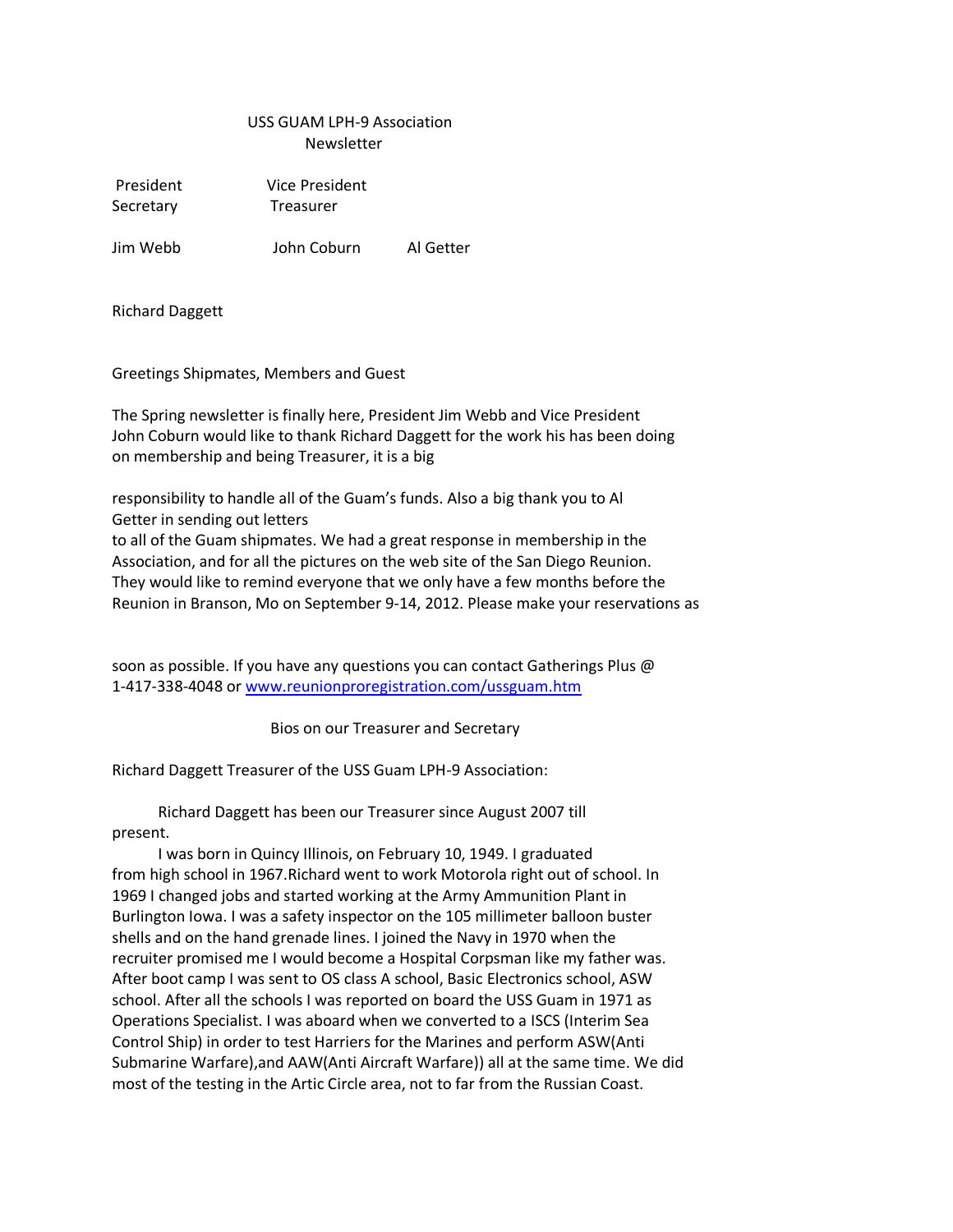USS GUAM LPH-9 Association
Newsletter

President Vice President
Secretary Treasurer

Jim Webb John Coburn Al Getter

Richard Daggett

Greetings Shipmates, Members and Guest

The Spring newsletter is finally here, President Jim Webb and Vice President John Coburn would like to thank Richard Daggett for the work his has been doing on membership and being Treasurer, it is a big

responsibility to handle all of the Guam's funds. Also a big thank you to Al Getter in sending out letters
to all of the Guam shipmates. We had a great response in membership in the Association, and for all the pictures on the web site of the San Diego Reunion. They would like to remind everyone that we only have a few months before the Reunion in Branson, Mo on September 9-14, 2012. Please make your reservations as

soon as possible. If you have any questions you can contact Gatherings Plus @ 1-417-338-4048 or [www.reunionproregistration.com/ussguam.htm](www.reunionproregistration.com/ussguam.htm)

Bios on our Treasurer and Secretary

Richard Daggett Treasurer of the USS Guam LPH-9 Association:

Richard Daggett has been our Treasurer since August 2007 till present.

I was born in Quincy Illinois, on February 10, 1949. I graduated from high school in 1967.Richard went to work Motorola right out of school. In 1969 I changed jobs and started working at the Army Ammunition Plant in Burlington Iowa. I was a safety inspector on the 105 millimeter balloon buster shells and on the hand grenade lines. I joined the Navy in 1970 when the recruiter promised me I would become a Hospital Corpsman like my father was. After boot camp I was sent to OS class A school, Basic Electronics school, ASW school. After all the schools I was reported on board the USS Guam in 1971 as Operations Specialist. I was aboard when we converted to a ISCS (Interim Sea Control Ship) in order to test Harriers for the Marines and perform ASW(Anti Submarine Warfare),and AAW(Anti Aircraft Warfare)) all at the same time. We did most of the testing in the Artic Circle area, not to far from the Russian Coast.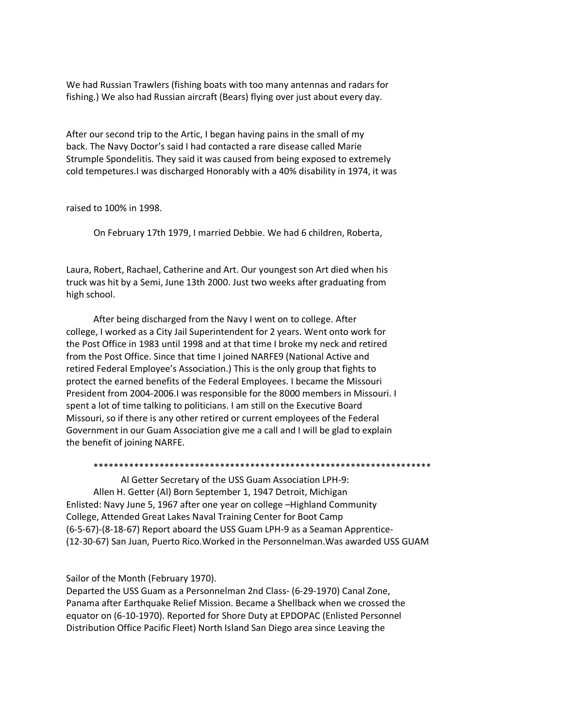We had Russian Trawlers (fishing boats with too many antennas and radars for fishing.) We also had Russian aircraft (Bears) flying over just about every day.

After our second trip to the Artic, I began having pains in the small of my back. The Navy Doctor's said I had contacted a rare disease called Marie Strumple Spondelitis. They said it was caused from being exposed to extremely cold tempetures.I was discharged Honorably with a 40% disability in 1974, it was raised to 100% in 1998.

On February 17th 1979, I married Debbie. We had 6 children, Roberta, Laura, Robert, Rachael, Catherine and Art. Our youngest son Art died when his truck was hit by a Semi, June 13th 2000. Just two weeks after graduating from high school.

After being discharged from the Navy I went on to college. After college, I worked as a City Jail Superintendent for 2 years. Went onto work for the Post Office in 1983 until 1998 and at that time I broke my neck and retired from the Post Office. Since that time I joined NARFE9 (National Active and retired Federal Employee's Association.) This is the only group that fights to protect the earned benefits of the Federal Employees. I became the Missouri President from 2004-2006.I was responsible for the 8000 members in Missouri. I spent a lot of time talking to politicians. I am still on the Executive Board Missouri, so if there is any other retired or current employees of the Federal Government in our Guam Association give me a call and I will be glad to explain the benefit of joining NARFE.

*******************************************************************

Al Getter Secretary of the USS Guam Association LPH-9:

Allen H. Getter (Al) Born September 1, 1947 Detroit, Michigan Enlisted: Navy June 5, 1967 after one year on college –Highland Community College, Attended Great Lakes Naval Training Center for Boot Camp (6-5-67)-(8-18-67) Report aboard the USS Guam LPH-9 as a Seaman Apprentice-(12-30-67) San Juan, Puerto Rico.Worked in the Personnelman.Was awarded USS GUAM Sailor of the Month (February 1970).

Departed the USS Guam as a Personnelman 2nd Class- (6-29-1970) Canal Zone, Panama after Earthquake Relief Mission. Became a Shellback when we crossed the equator on (6-10-1970). Reported for Shore Duty at EPDOPAC (Enlisted Personnel Distribution Office Pacific Fleet) North Island San Diego area since Leaving the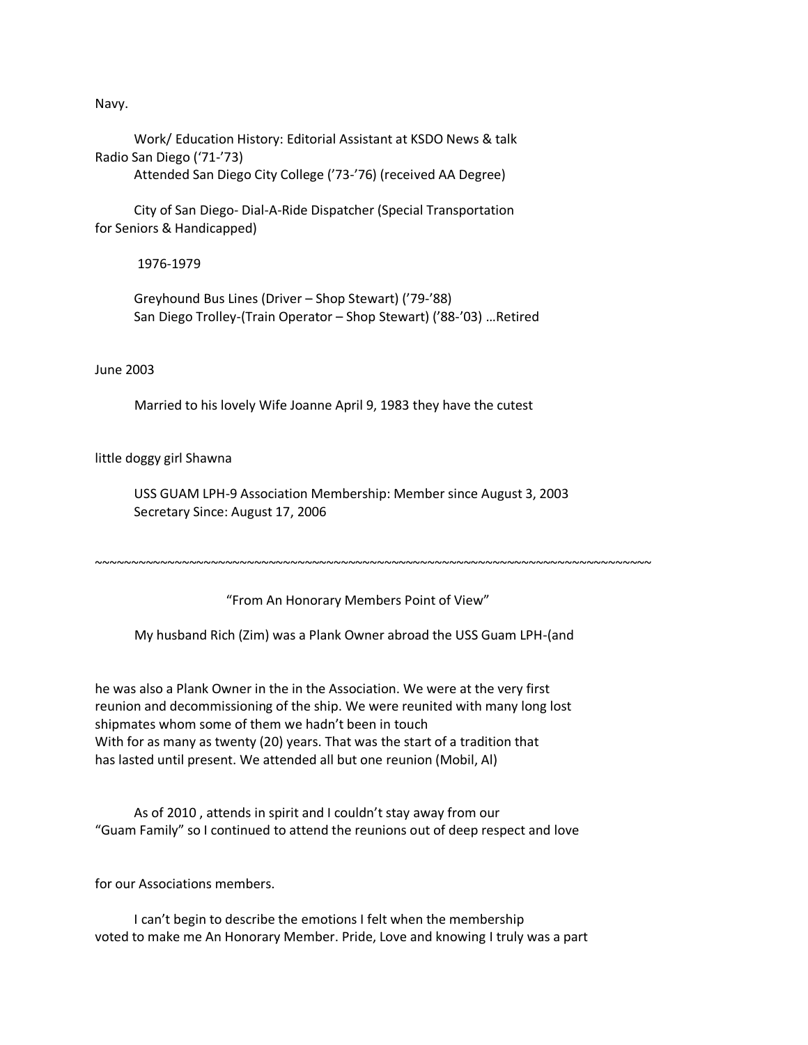Navy.

Work/ Education History: Editorial Assistant at KSDO News & talk Radio San Diego ('71-'73)
Attended San Diego City College ('73-'76) (received AA Degree)

City of San Diego- Dial-A-Ride Dispatcher (Special Transportation for Seniors & Handicapped)

1976-1979

Greyhound Bus Lines (Driver – Shop Stewart) ('79-'88)
San Diego Trolley-(Train Operator – Shop Stewart) ('88-'03) …Retired

June 2003

Married to his lovely Wife Joanne April 9, 1983 they have the cutest

little doggy girl Shawna

USS GUAM LPH-9 Association Membership: Member since August 3, 2003
Secretary Since: August 17, 2006

~~~~~~~~~~~~~~~~~~~~~~~~~~~~~~~~~~~~~~~~~~~~~~~~~~~~~~~~~~~~~~~~~~~~~~~~~~~~~~~~~~~

"From An Honorary Members Point of View"

My husband Rich (Zim) was a Plank Owner abroad the USS Guam LPH-(and

he was also a Plank Owner in the in the Association. We were at the very first reunion and decommissioning of the ship. We were reunited with many long lost shipmates whom some of them we hadn't been in touch
With for as many as twenty (20) years. That was the start of a tradition that has lasted until present. We attended all but one reunion (Mobil, Al)

As of 2010 , attends in spirit and I couldn't stay away from our "Guam Family" so I continued to attend the reunions out of deep respect and love

for our Associations members.

I can't begin to describe the emotions I felt when the membership voted to make me An Honorary Member. Pride, Love and knowing I truly was a part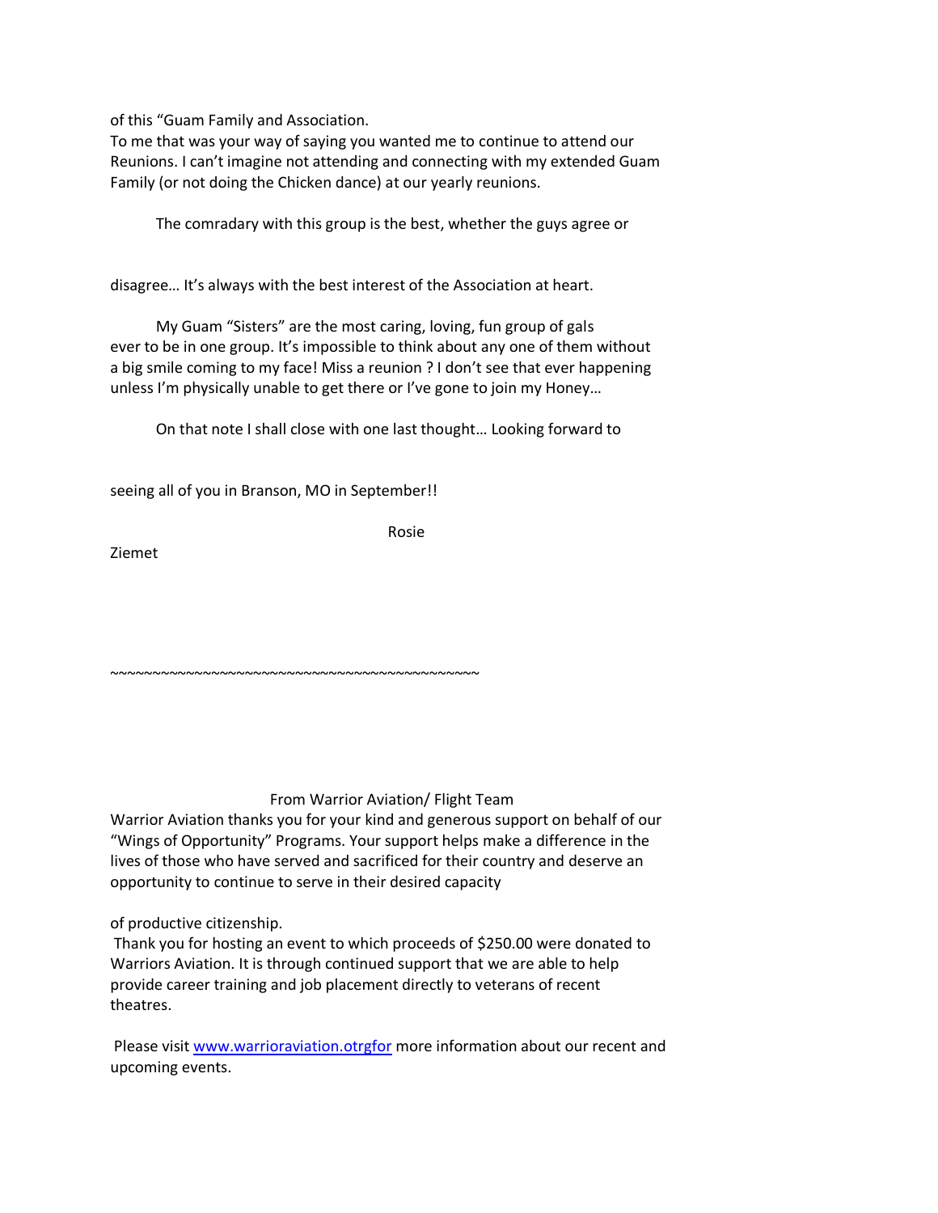of this "Guam Family and Association.
To me that was your way of saying you wanted me to continue to attend our Reunions. I can't imagine not attending and connecting with my extended Guam Family (or not doing the Chicken dance) at our yearly reunions.

The comradary with this group is the best, whether the guys agree or disagree… It's always with the best interest of the Association at heart.

My Guam "Sisters" are the most caring, loving, fun group of gals ever to be in one group. It's impossible to think about any one of them without a big smile coming to my face! Miss a reunion ? I don't see that ever happening unless I'm physically unable to get there or I've gone to join my Honey…

On that note I shall close with one last thought… Looking forward to seeing all of you in Branson, MO in September!!

Rosie Ziemet

~~~~~~~~~~~~~~~~~~~~~~~~~~~~~~~~~~~~~~~~~~~~~~~

From Warrior Aviation/ Flight Team

Warrior Aviation thanks you for your kind and generous support on behalf of our "Wings of Opportunity" Programs. Your support helps make a difference in the lives of those who have served and sacrificed for their country and deserve an opportunity to continue to serve in their desired capacity of productive citizenship.

Thank you for hosting an event to which proceeds of $250.00 were donated to Warriors Aviation. It is through continued support that we are able to help provide career training and job placement directly to veterans of recent theatres.

Please visit www.warrioraviation.otrgfor more information about our recent and upcoming events.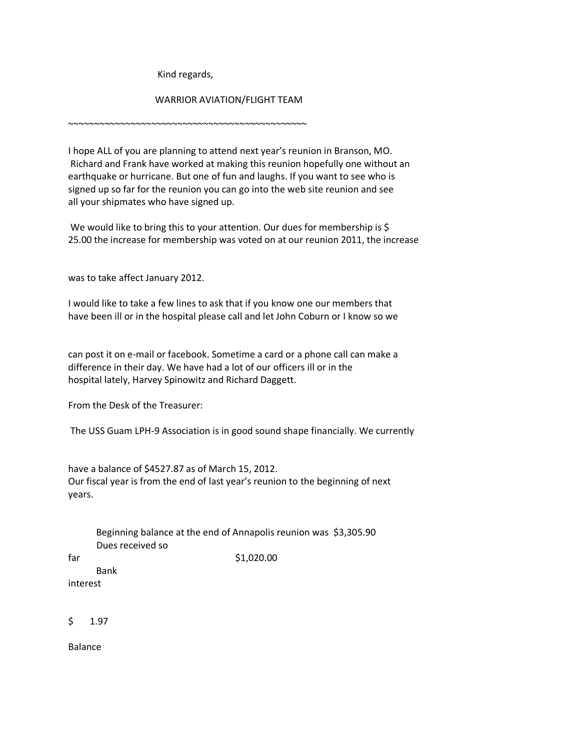Kind regards,

WARRIOR AVIATION/FLIGHT TEAM

~~~~~~~~~~~~~~~~~~~~~~~~~~~~~~~~~~~~~~~~~~~~~~~~~~~~

I hope ALL of you are planning to attend next year's reunion in Branson, MO. Richard and Frank have worked at making this reunion hopefully one without an earthquake or hurricane. But one of fun and laughs. If you want to see who is signed up so far for the reunion you can go into the web site reunion and see all your shipmates who have signed up.

We would like to bring this to your attention. Our dues for membership is $ 25.00 the increase for membership was voted on at our reunion 2011, the increase was to take affect January 2012.

I would like to take a few lines to ask that if you know one our members that have been ill or in the hospital please call and let John Coburn or I know so we can post it on e-mail or facebook. Sometime a card or a phone call can make a difference in their day. We have had a lot of our officers ill or in the hospital lately, Harvey Spinowitz and Richard Daggett.

From the Desk of the Treasurer:

The USS Guam LPH-9 Association is in good sound shape financially. We currently have a balance of $4527.87 as of March 15, 2012.
Our fiscal year is from the end of last year's reunion to the beginning of next years.

Beginning balance at the end of Annapolis reunion was $3,305.90
Dues received so far $1,020.00
Bank interest $ 1.97

Balance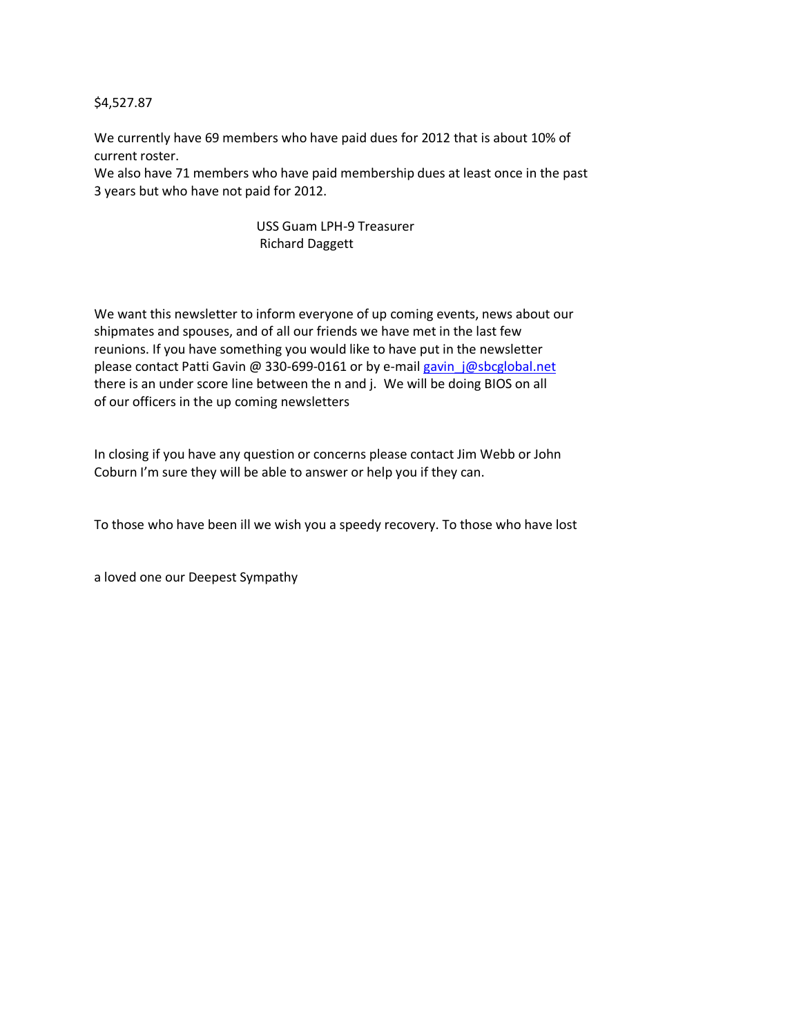$4,527.87

We currently have 69 members who have paid dues for 2012 that is about 10% of current roster.
We also have 71 members who have paid membership dues at least once in the past 3 years but who have not paid for 2012.

USS Guam LPH-9 Treasurer
Richard Daggett

We want this newsletter to inform everyone of up coming events, news about our shipmates and spouses, and of all our friends we have met in the last few reunions. If you have something you would like to have put in the newsletter please contact Patti Gavin @ 330-699-0161 or by e-mail gavin_j@sbcglobal.net there is an under score line between the n and j.  We will be doing BIOS on all of our officers in the up coming newsletters

In closing if you have any question or concerns please contact Jim Webb or John Coburn I'm sure they will be able to answer or help you if they can.

To those who have been ill we wish you a speedy recovery. To those who have lost

a loved one our Deepest Sympathy